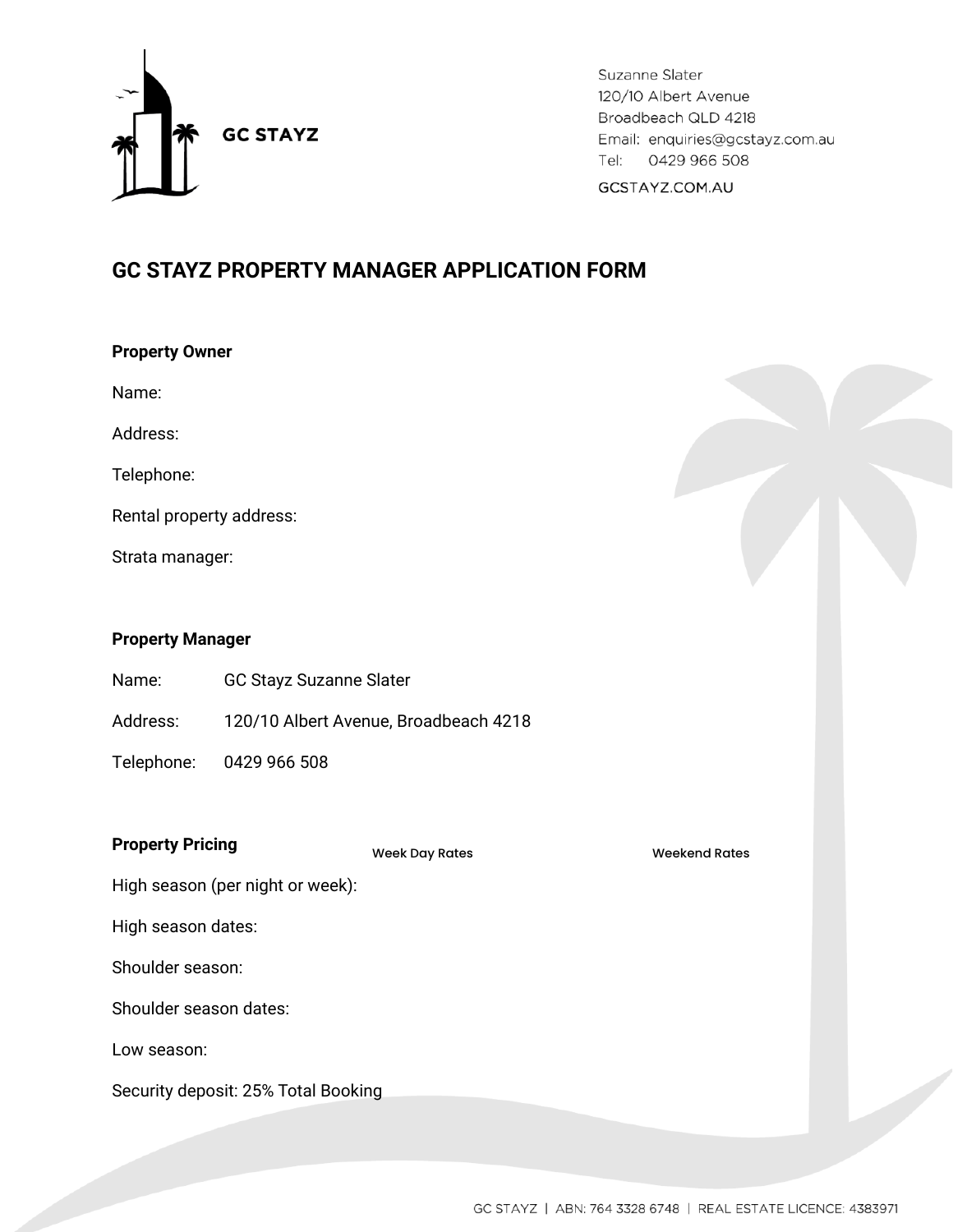GC STAYZ

Suzanne Slater
120/10 Albert Avenue
Broadbeach QLD 4218
Email: enquiries@gcstayz.com.au
Tel: 0429 966 508
GCSTAYZ.COM.AU

# GC STAYZ PROPERTY MANAGER APPLICATION FORM

**Property Owner**

Name:

Address:

Telephone:

Rental property address:

Strata manager:

**Property Manager**

| | |
|---|---|
| Name: | GC Stayz Suzanne Slater |
| Address: | 120/10 Albert Avenue, Broadbeach 4218 |
| Telephone: | 0429 966 508 |

| **Property Pricing** | Week Day Rates | Weekend Rates |
|---|---|---|
| High season (per night or week): | | |
| High season dates: | | |
| Shoulder season: | | |
| Shoulder season dates: | | |
| Low season: | | |

Security deposit: 25% Total Booking

GC STAYZ | ABN: 764 3328 6748 | REAL ESTATE LICENCE: 4383971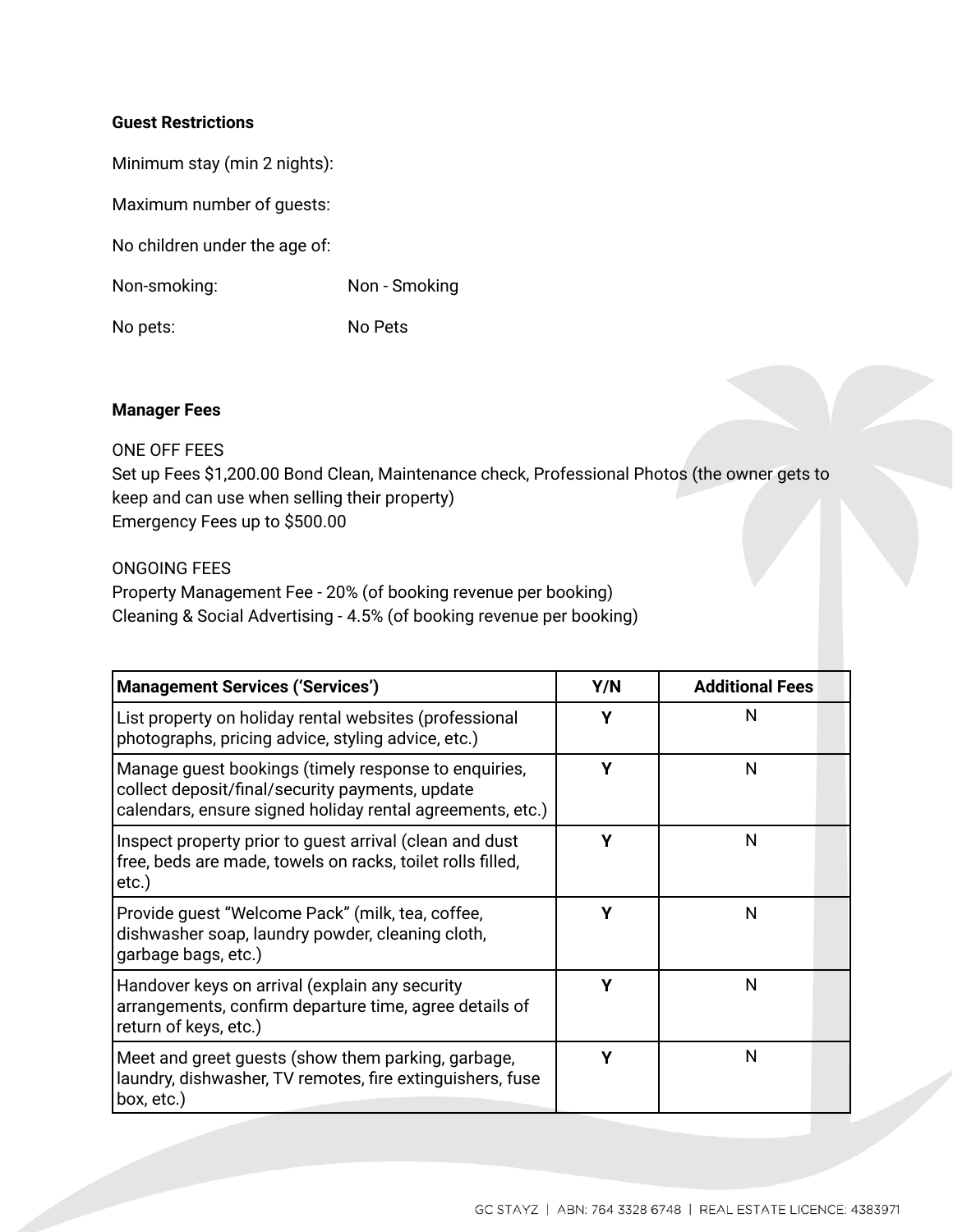**Guest Restrictions**

Minimum stay (min 2 nights):

Maximum number of guests:

No children under the age of:

Non-smoking: Non - Smoking

No pets: No Pets

**Manager Fees**

ONE OFF FEES
Set up Fees $1,200.00 Bond Clean, Maintenance check, Professional Photos (the owner gets to keep and can use when selling their property)
Emergency Fees up to $500.00

ONGOING FEES
Property Management Fee - 20% (of booking revenue per booking)
Cleaning & Social Advertising - 4.5% (of booking revenue per booking)

| Management Services ('Services') | Y/N | Additional Fees |
|---|---|---|
| List property on holiday rental websites (professional photographs, pricing advice, styling advice, etc.) | Y | N |
| Manage guest bookings (timely response to enquiries, collect deposit/final/security payments, update calendars, ensure signed holiday rental agreements, etc.) | Y | N |
| Inspect property prior to guest arrival (clean and dust free, beds are made, towels on racks, toilet rolls filled, etc.) | Y | N |
| Provide guest "Welcome Pack" (milk, tea, coffee, dishwasher soap, laundry powder, cleaning cloth, garbage bags, etc.) | Y | N |
| Handover keys on arrival (explain any security arrangements, confirm departure time, agree details of return of keys, etc.) | Y | N |
| Meet and greet guests (show them parking, garbage, laundry, dishwasher, TV remotes, fire extinguishers, fuse box, etc.) | Y | N |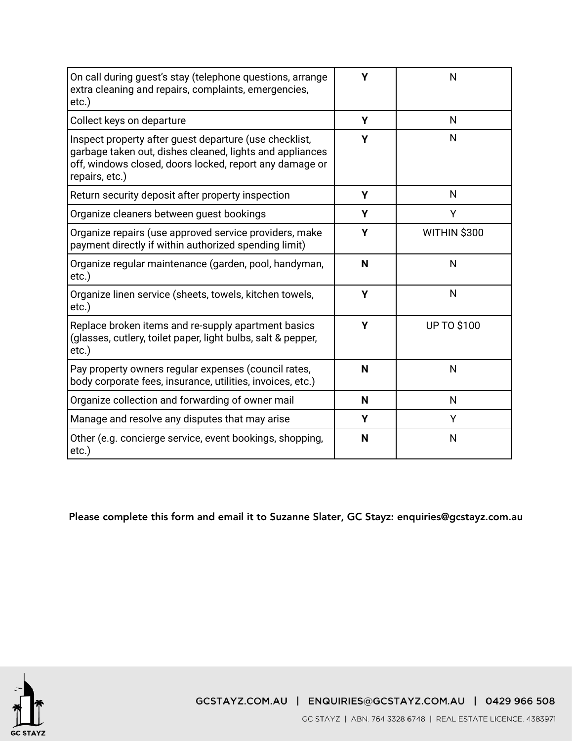| | | |
|---|---|---|
| On call during guest's stay (telephone questions, arrange extra cleaning and repairs, complaints, emergencies, etc.) | **Y** | N |
| Collect keys on departure | **Y** | N |
| Inspect property after guest departure (use checklist, garbage taken out, dishes cleaned, lights and appliances off, windows closed, doors locked, report any damage or repairs, etc.) | **Y** | N |
| Return security deposit after property inspection | **Y** | N |
| Organize cleaners between guest bookings | **Y** | Y |
| Organize repairs (use approved service providers, make payment directly if within authorized spending limit) | **Y** | WITHIN $300 |
| Organize regular maintenance (garden, pool, handyman, etc.) | **N** | N |
| Organize linen service (sheets, towels, kitchen towels, etc.) | **Y** | N |
| Replace broken items and re-supply apartment basics (glasses, cutlery, toilet paper, light bulbs, salt & pepper, etc.) | **Y** | UP TO $100 |
| Pay property owners regular expenses (council rates, body corporate fees, insurance, utilities, invoices, etc.) | **N** | N |
| Organize collection and forwarding of owner mail | **N** | N |
| Manage and resolve any disputes that may arise | **Y** | Y |
| Other (e.g. concierge service, event bookings, shopping, etc.) | **N** | N |

**Please complete this form and email it to Suzanne Slater, GC Stayz: enquiries@gcstayz.com.au**

GC STAYZ

GCSTAYZ.COM.AU | ENQUIRIES@GCSTAYZ.COM.AU | 0429 966 508

GC STAYZ | ABN: 764 3328 6748 | REAL ESTATE LICENCE: 4383971